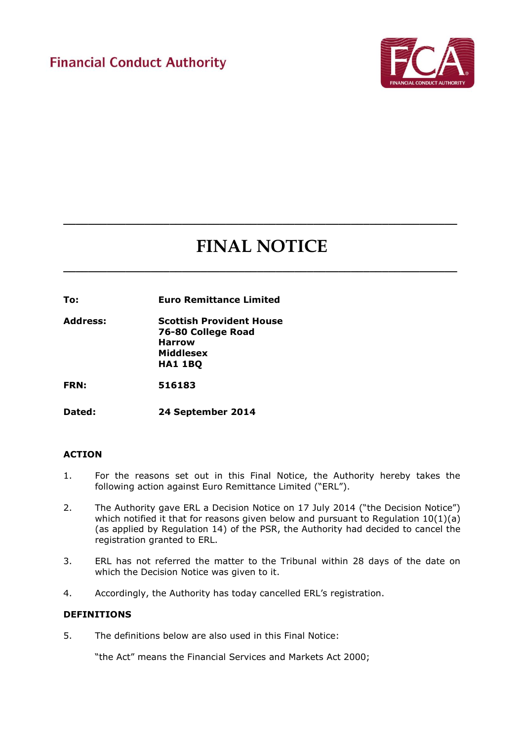Financial Conduct Authority

# FINAL NOTICE

**To:** **Euro Remittance Limited**

**Address:** **Scottish Provident House**
**76-80 College Road**
**Harrow**
**Middlesex**
**HA1 1BQ**

**FRN:** **516183**

**Dated:** **24 September 2014**

## ACTION

1. For the reasons set out in this Final Notice, the Authority hereby takes the following action against Euro Remittance Limited ("ERL").

2. The Authority gave ERL a Decision Notice on 17 July 2014 ("the Decision Notice") which notified it that for reasons given below and pursuant to Regulation 10(1)(a) (as applied by Regulation 14) of the PSR, the Authority had decided to cancel the registration granted to ERL.

3. ERL has not referred the matter to the Tribunal within 28 days of the date on which the Decision Notice was given to it.

4. Accordingly, the Authority has today cancelled ERL's registration.

## DEFINITIONS

5. The definitions below are also used in this Final Notice:

   "the Act" means the Financial Services and Markets Act 2000;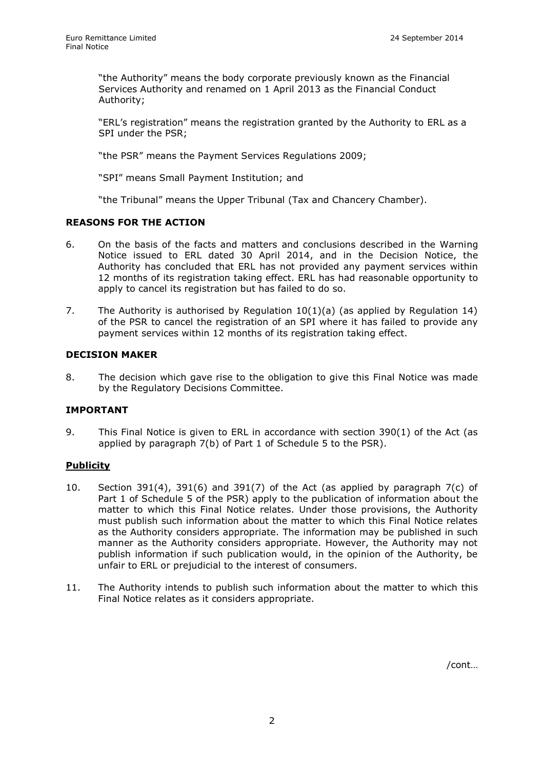"the Authority" means the body corporate previously known as the Financial Services Authority and renamed on 1 April 2013 as the Financial Conduct Authority;

"ERL's registration" means the registration granted by the Authority to ERL as a SPI under the PSR;

"the PSR" means the Payment Services Regulations 2009;

"SPI" means Small Payment Institution; and

"the Tribunal" means the Upper Tribunal (Tax and Chancery Chamber).

## REASONS FOR THE ACTION

6. On the basis of the facts and matters and conclusions described in the Warning Notice issued to ERL dated 30 April 2014, and in the Decision Notice, the Authority has concluded that ERL has not provided any payment services within 12 months of its registration taking effect. ERL has had reasonable opportunity to apply to cancel its registration but has failed to do so.

7. The Authority is authorised by Regulation 10(1)(a) (as applied by Regulation 14) of the PSR to cancel the registration of an SPI where it has failed to provide any payment services within 12 months of its registration taking effect.

## DECISION MAKER

8. The decision which gave rise to the obligation to give this Final Notice was made by the Regulatory Decisions Committee.

## IMPORTANT

9. This Final Notice is given to ERL in accordance with section 390(1) of the Act (as applied by paragraph 7(b) of Part 1 of Schedule 5 to the PSR).

### Publicity

10. Section 391(4), 391(6) and 391(7) of the Act (as applied by paragraph 7(c) of Part 1 of Schedule 5 of the PSR) apply to the publication of information about the matter to which this Final Notice relates. Under those provisions, the Authority must publish such information about the matter to which this Final Notice relates as the Authority considers appropriate. The information may be published in such manner as the Authority considers appropriate. However, the Authority may not publish information if such publication would, in the opinion of the Authority, be unfair to ERL or prejudicial to the interest of consumers.

11. The Authority intends to publish such information about the matter to which this Final Notice relates as it considers appropriate.

/cont…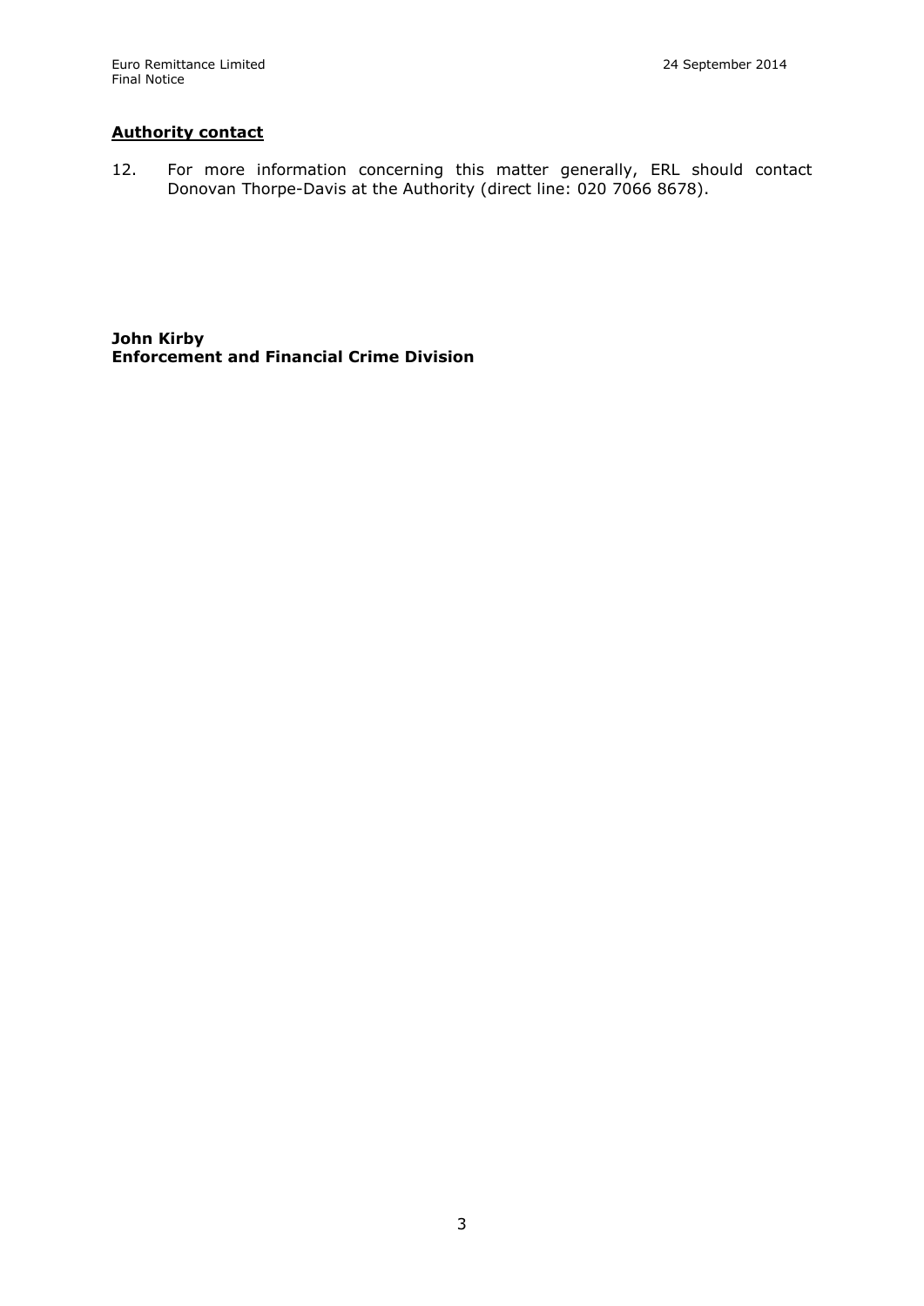**Authority contact**

12. For more information concerning this matter generally, ERL should contact Donovan Thorpe-Davis at the Authority (direct line: 020 7066 8678).

**John Kirby**
**Enforcement and Financial Crime Division**